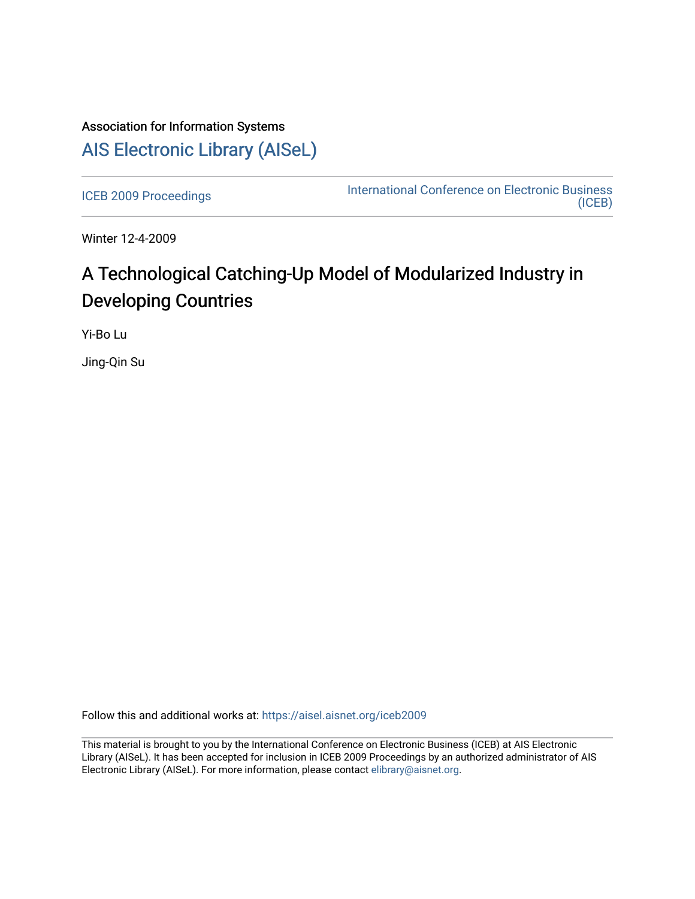Association for Information Systems

# AIS Electronic Library (AISeL)

ICEB 2009 Proceedings

International Conference on Electronic Business (ICEB)

Winter 12-4-2009

# A Technological Catching-Up Model of Modularized Industry in Developing Countries

Yi-Bo Lu

Jing-Qin Su

Follow this and additional works at: https://aisel.aisnet.org/iceb2009

This material is brought to you by the International Conference on Electronic Business (ICEB) at AIS Electronic Library (AISeL). It has been accepted for inclusion in ICEB 2009 Proceedings by an authorized administrator of AIS Electronic Library (AISeL). For more information, please contact elibrary@aisnet.org.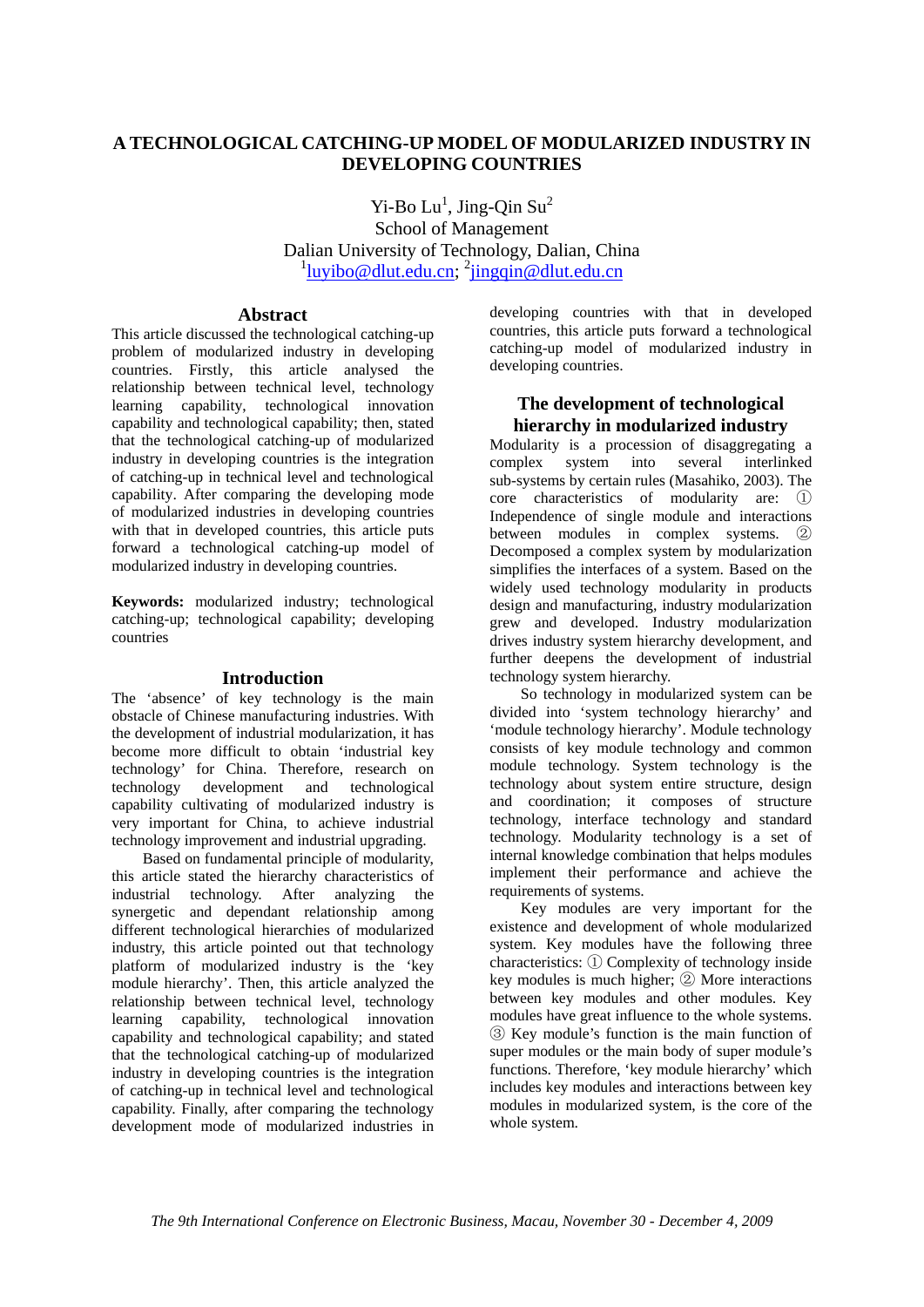# A TECHNOLOGICAL CATCHING-UP MODEL OF MODULARIZED INDUSTRY IN DEVELOPING COUNTRIES

Yi-Bo Lu[1], Jing-Qin Su[2]
School of Management
Dalian University of Technology, Dalian, China
[1]luyibo@dlut.edu.cn; [2]jingqin@dlut.edu.cn

## Abstract

This article discussed the technological catching-up problem of modularized industry in developing countries. Firstly, this article analysed the relationship between technical level, technology learning capability, technological innovation capability and technological capability; then, stated that the technological catching-up of modularized industry in developing countries is the integration of catching-up in technical level and technological capability. After comparing the developing mode of modularized industries in developing countries with that in developed countries, this article puts forward a technological catching-up model of modularized industry in developing countries.

**Keywords:** modularized industry; technological catching-up; technological capability; developing countries

## Introduction

The 'absence' of key technology is the main obstacle of Chinese manufacturing industries. With the development of industrial modularization, it has become more difficult to obtain 'industrial key technology' for China. Therefore, research on technology development and technological capability cultivating of modularized industry is very important for China, to achieve industrial technology improvement and industrial upgrading.

Based on fundamental principle of modularity, this article stated the hierarchy characteristics of industrial technology. After analyzing the synergetic and dependant relationship among different technological hierarchies of modularized industry, this article pointed out that technology platform of modularized industry is the 'key module hierarchy'. Then, this article analyzed the relationship between technical level, technology learning capability, technological innovation capability and technological capability; and stated that the technological catching-up of modularized industry in developing countries is the integration of catching-up in technical level and technological capability. Finally, after comparing the technology development mode of modularized industries in developing countries with that in developed countries, this article puts forward a technological catching-up model of modularized industry in developing countries.

## The development of technological hierarchy in modularized industry

Modularity is a procession of disaggregating a complex system into several interlinked sub-systems by certain rules (Masahiko, 2003). The core characteristics of modularity are: ① Independence of single module and interactions between modules in complex systems. ② Decomposed a complex system by modularization simplifies the interfaces of a system. Based on the widely used technology modularity in products design and manufacturing, industry modularization grew and developed. Industry modularization drives industry system hierarchy development, and further deepens the development of industrial technology system hierarchy.

So technology in modularized system can be divided into 'system technology hierarchy' and 'module technology hierarchy'. Module technology consists of key module technology and common module technology. System technology is the technology about system entire structure, design and coordination; it composes of structure technology, interface technology and standard technology. Modularity technology is a set of internal knowledge combination that helps modules implement their performance and achieve the requirements of systems.

Key modules are very important for the existence and development of whole modularized system. Key modules have the following three characteristics: ① Complexity of technology inside key modules is much higher; ② More interactions between key modules and other modules. Key modules have great influence to the whole systems. ③ Key module's function is the main function of super modules or the main body of super module's functions. Therefore, 'key module hierarchy' which includes key modules and interactions between key modules in modularized system, is the core of the whole system.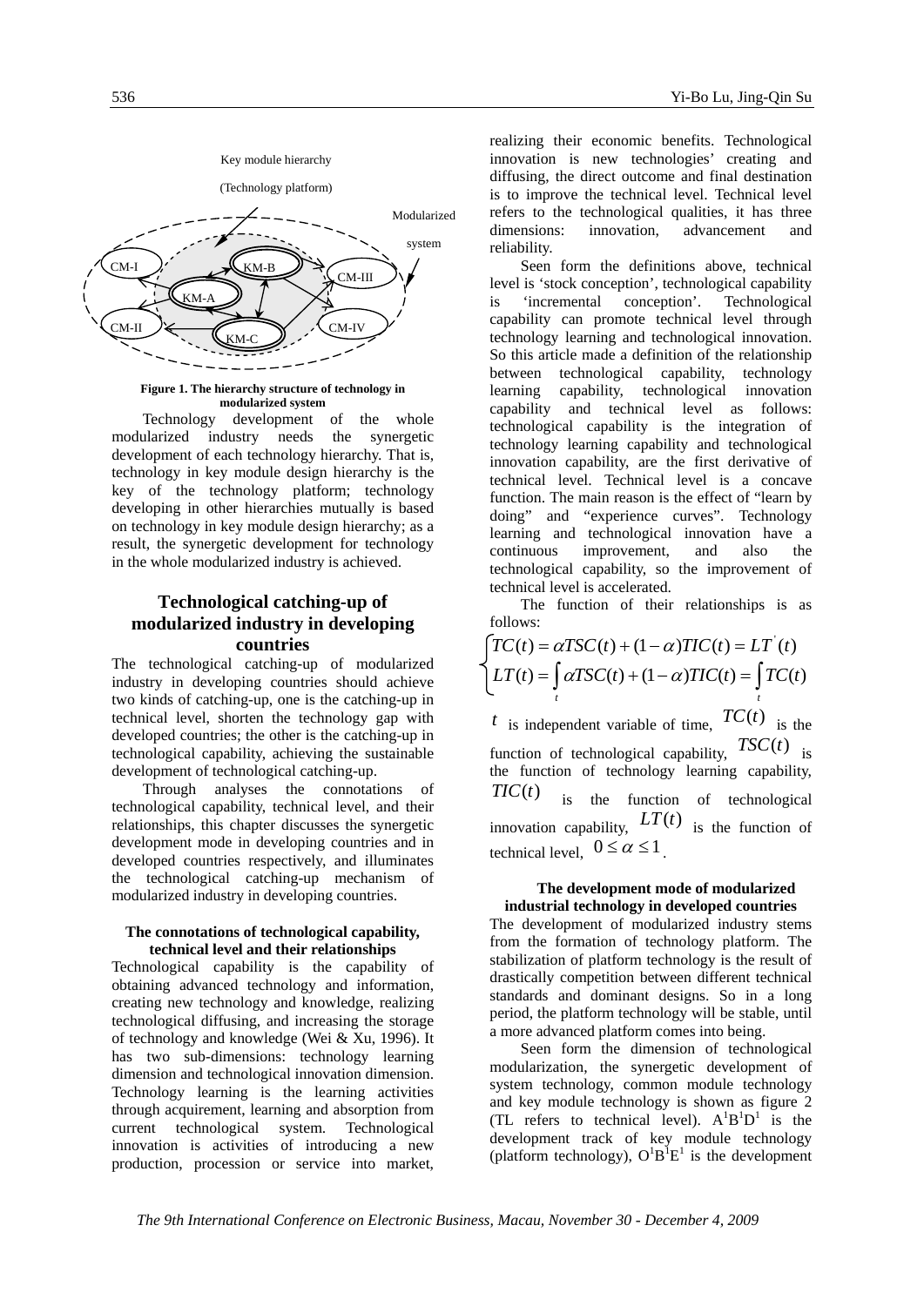Key module hierarchy

(Technology platform)

Modularized system

CM-I KM-B CM-III KM-A CM-II CM-IV KM-C

**Figure 1. The hierarchy structure of technology in modularized system**

Technology development of the whole modularized industry needs the synergetic development of each technology hierarchy. That is, technology in key module design hierarchy is the key of the technology platform; technology developing in other hierarchies mutually is based on technology in key module design hierarchy; as a result, the synergetic development for technology in the whole modularized industry is achieved.

## Technological catching-up of modularized industry in developing countries

The technological catching-up of modularized industry in developing countries should achieve two kinds of catching-up, one is the catching-up in technical level, shorten the technology gap with developed countries; the other is the catching-up in technological capability, achieving the sustainable development of technological catching-up.

Through analyses the connotations of technological capability, technical level, and their relationships, this chapter discusses the synergetic development mode in developing countries and in developed countries respectively, and illuminates the technological catching-up mechanism of modularized industry in developing countries.

### The connotations of technological capability, technical level and their relationships

Technological capability is the capability of obtaining advanced technology and information, creating new technology and knowledge, realizing technological diffusing, and increasing the storage of technology and knowledge (Wei & Xu, 1996). It has two sub-dimensions: technology learning dimension and technological innovation dimension. Technology learning is the learning activities through acquirement, learning and absorption from current technological system. Technological innovation is activities of introducing a new production, procession or service into market, realizing their economic benefits. Technological innovation is new technologies' creating and diffusing, the direct outcome and final destination is to improve the technical level. Technical level refers to the technological qualities, it has three dimensions: innovation, advancement and reliability.

Seen form the definitions above, technical level is 'stock conception', technological capability is 'incremental conception'. Technological capability can promote technical level through technology learning and technological innovation. So this article made a definition of the relationship between technological capability, technology learning capability, technological innovation capability and technical level as follows: technological capability is the integration of technology learning capability and technological innovation capability, are the first derivative of technical level. Technical level is a concave function. The main reason is the effect of "learn by doing" and "experience curves". Technology learning and technological innovation have a continuous improvement, and also the technological capability, so the improvement of technical level is accelerated.

The function of their relationships is as follows:

$$\begin{cases} TC(t) = \alpha TSC(t) + (1-\alpha)TIC(t) = LT'(t) \\ LT(t) = \int_t \alpha TSC(t) + (1-\alpha)TIC(t) = \int_t TC(t) \end{cases}$$

$t$ is independent variable of time, $TC(t)$ is the function of technological capability, $TSC(t)$ is the function of technology learning capability, $TIC(t)$ is the function of technological innovation capability, $LT(t)$ is the function of technical level, $0 \le \alpha \le 1$.

### The development mode of modularized industrial technology in developed countries

The development of modularized industry stems from the formation of technology platform. The stabilization of platform technology is the result of drastically competition between different technical standards and dominant designs. So in a long period, the platform technology will be stable, until a more advanced platform comes into being.

Seen form the dimension of technological modularization, the synergetic development of system technology, common module technology and key module technology is shown as figure 2 (TL refers to technical level). $A^1B^1D^1$ is the development track of key module technology (platform technology), $O^1B^1E^1$ is the development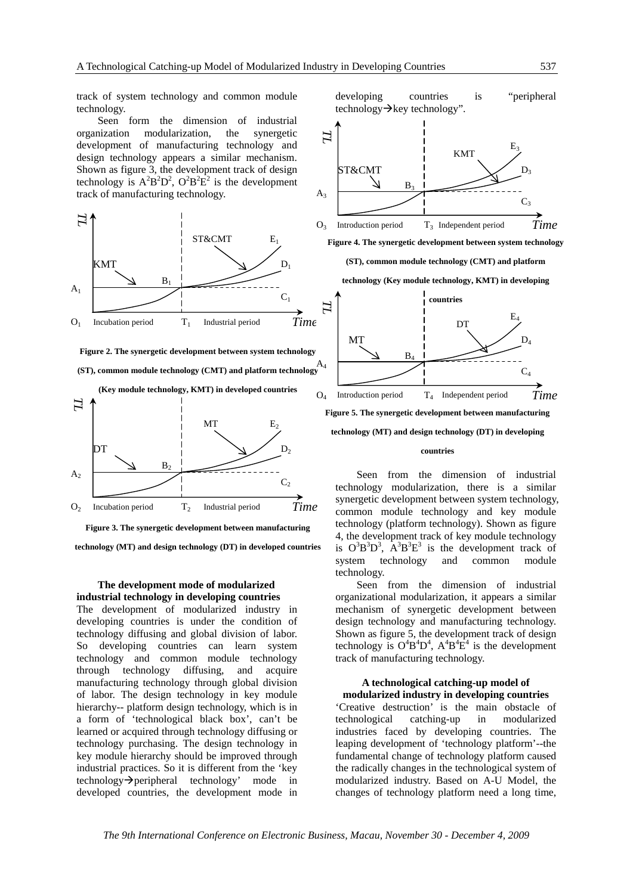track of system technology and common module technology.

Seen form the dimension of industrial organization modularization, the synergetic development of manufacturing technology and design technology appears a similar mechanism. Shown as figure 3, the development track of design technology is $A^2B^2D^2$, $O^2B^2E^2$ is the development track of manufacturing technology.

**Figure 2. The synergetic development between system technology (ST), common module technology (CMT) and platform technology (Key module technology, KMT) in developed countries**

**Figure 3. The synergetic development between manufacturing technology (MT) and design technology (DT) in developed countries**

### The development mode of modularized industrial technology in developing countries

The development of modularized industry in developing countries is under the condition of technology diffusing and global division of labor. So developing countries can learn system technology and common module technology through technology diffusing, and acquire manufacturing technology through global division of labor. The design technology in key module hierarchy-- platform design technology, which is in a form of 'technological black box', can't be learned or acquired through technology diffusing or technology purchasing. The design technology in key module hierarchy should be improved through industrial practices. So it is different from the 'key technology→peripheral technology' mode in developed countries, the development mode in developing countries is "peripheral technology→key technology".

**Figure 4. The synergetic development between system technology (ST), common module technology (CMT) and platform technology (Key module technology, KMT) in developing countries**

**Figure 5. The synergetic development between manufacturing technology (MT) and design technology (DT) in developing countries**

Seen from the dimension of industrial technology modularization, there is a similar synergetic development between system technology, common module technology and key module technology (platform technology). Shown as figure 4, the development track of key module technology is $O^3B^3D^3$, $A^3B^3E^3$ is the development track of system technology and common module technology.

Seen from the dimension of industrial organizational modularization, it appears a similar mechanism of synergetic development between design technology and manufacturing technology. Shown as figure 5, the development track of design technology is $O^4B^4D^4$, $A^4B^4E^4$ is the development track of manufacturing technology.

### A technological catching-up model of modularized industry in developing countries

'Creative destruction' is the main obstacle of technological catching-up in modularized industries faced by developing countries. The leaping development of 'technology platform'--the fundamental change of technology platform caused the radically changes in the technological system of modularized industry. Based on A-U Model, the changes of technology platform need a long time,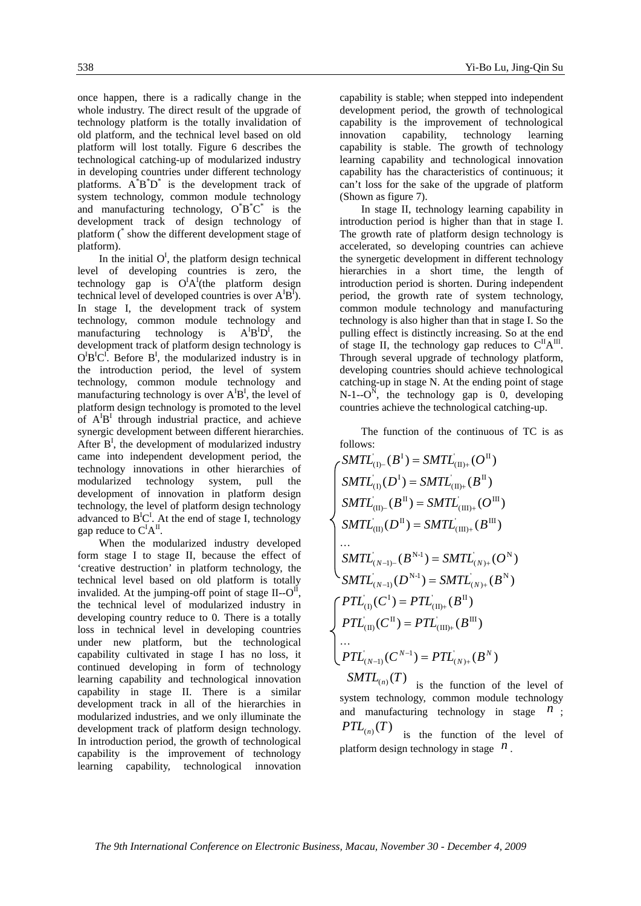once happen, there is a radically change in the whole industry. The direct result of the upgrade of technology platform is the totally invalidation of old platform, and the technical level based on old platform will lost totally. Figure 6 describes the technological catching-up of modularized industry in developing countries under different technology platforms. $A^*B^*D^*$ is the development track of system technology, common module technology and manufacturing technology, $O^*B^*C^*$ is the development track of design technology of platform ($^*$ show the different development stage of platform).

In the initial $O^I$, the platform design technical level of developing countries is zero, the technology gap is $O^IA^I$(the platform design technical level of developed countries is over $A^IB^I$). In stage I, the development track of system technology, common module technology and manufacturing technology is $A^IB^ID^I$, the development track of platform design technology is $O^IB^IC^I$. Before $B^I$, the modularized industry is in the introduction period, the level of system technology, common module technology and manufacturing technology is over $A^IB^I$, the level of platform design technology is promoted to the level of $A^IB^I$ through industrial practice, and achieve synergic development between different hierarchies. After $B^I$, the development of modularized industry came into independent development period, the technology innovations in other hierarchies of modularized technology system, pull the development of innovation in platform design technology, the level of platform design technology advanced to $B^IC^I$. At the end of stage I, technology gap reduce to $C^IA^{II}$.

When the modularized industry developed form stage I to stage II, because the effect of 'creative destruction' in platform technology, the technical level based on old platform is totally invalided. At the jumping-off point of stage II--$O^{II}$, the technical level of modularized industry in developing country reduce to 0. There is a totally loss in technical level in developing countries under new platform, but the technological capability cultivated in stage I has no loss, it continued developing in form of technology learning capability and technological innovation capability in stage II. There is a similar development track in all of the hierarchies in modularized industries, and we only illuminate the development track of platform design technology. In introduction period, the growth of technological capability is the improvement of technology learning capability, technological innovation capability is stable; when stepped into independent development period, the growth of technological capability is the improvement of technological innovation capability, technology learning capability is stable. The growth of technology learning capability and technological innovation capability has the characteristics of continuous; it can't loss for the sake of the upgrade of platform (Shown as figure 7).

In stage II, technology learning capability in introduction period is higher than that in stage I. The growth rate of platform design technology is accelerated, so developing countries can achieve the synergetic development in different technology hierarchies in a short time, the length of introduction period is shorten. During independent period, the growth rate of system technology, common module technology and manufacturing technology is also higher than that in stage I. So the pulling effect is distinctly increasing. So at the end of stage II, the technology gap reduces to $C^{II}A^{III}$. Through several upgrade of technology platform, developing countries should achieve technological catching-up in stage N. At the ending point of stage N-1--$O^N$, the technology gap is 0, developing countries achieve the technological catching-up.

The function of the continuous of TC is as follows:

$$
\begin{cases}
SMTL'_{(\mathrm{I})-}(B^{\mathrm{I}}) = SMTL'_{(\mathrm{II})+}(O^{\mathrm{II}}) \\
SMTL'_{(\mathrm{I})}(D^{\mathrm{I}}) = SMTL'_{(\mathrm{II})+}(B^{\mathrm{II}}) \\
SMTL'_{(\mathrm{II})-}(B^{\mathrm{II}}) = SMTL'_{(\mathrm{III})+}(O^{\mathrm{III}}) \\
SMTL'_{(\mathrm{II})}(D^{\mathrm{II}}) = SMTL'_{(\mathrm{III})+}(B^{\mathrm{III}}) \\
\ldots \\
SMTL'_{(N-1)-}(B^{\mathrm{N-1}}) = SMTL'_{(N)+}(O^{\mathrm{N}}) \\
SMTL'_{(N-1)}(D^{\mathrm{N-1}}) = SMTL'_{(N)+}(B^{\mathrm{N}})
\end{cases}
$$

$$
\begin{cases}
PTL'_{(\mathrm{I})}(C^{\mathrm{I}}) = PTL'_{(\mathrm{II})+}(B^{\mathrm{II}}) \\
PTL'_{(\mathrm{II})}(C^{\mathrm{II}}) = PTL'_{(\mathrm{III})+}(B^{\mathrm{III}}) \\
\ldots \\
PTL'_{(N-1)}(C^{N-1}) = PTL'_{(N)+}(B^{N})
\end{cases}
$$

$SMTL_{(n)}(T)$ is the function of the level of system technology, common module technology and manufacturing technology in stage $n$; $PTL_{(n)}(T)$ is the function of the level of platform design technology in stage $n$.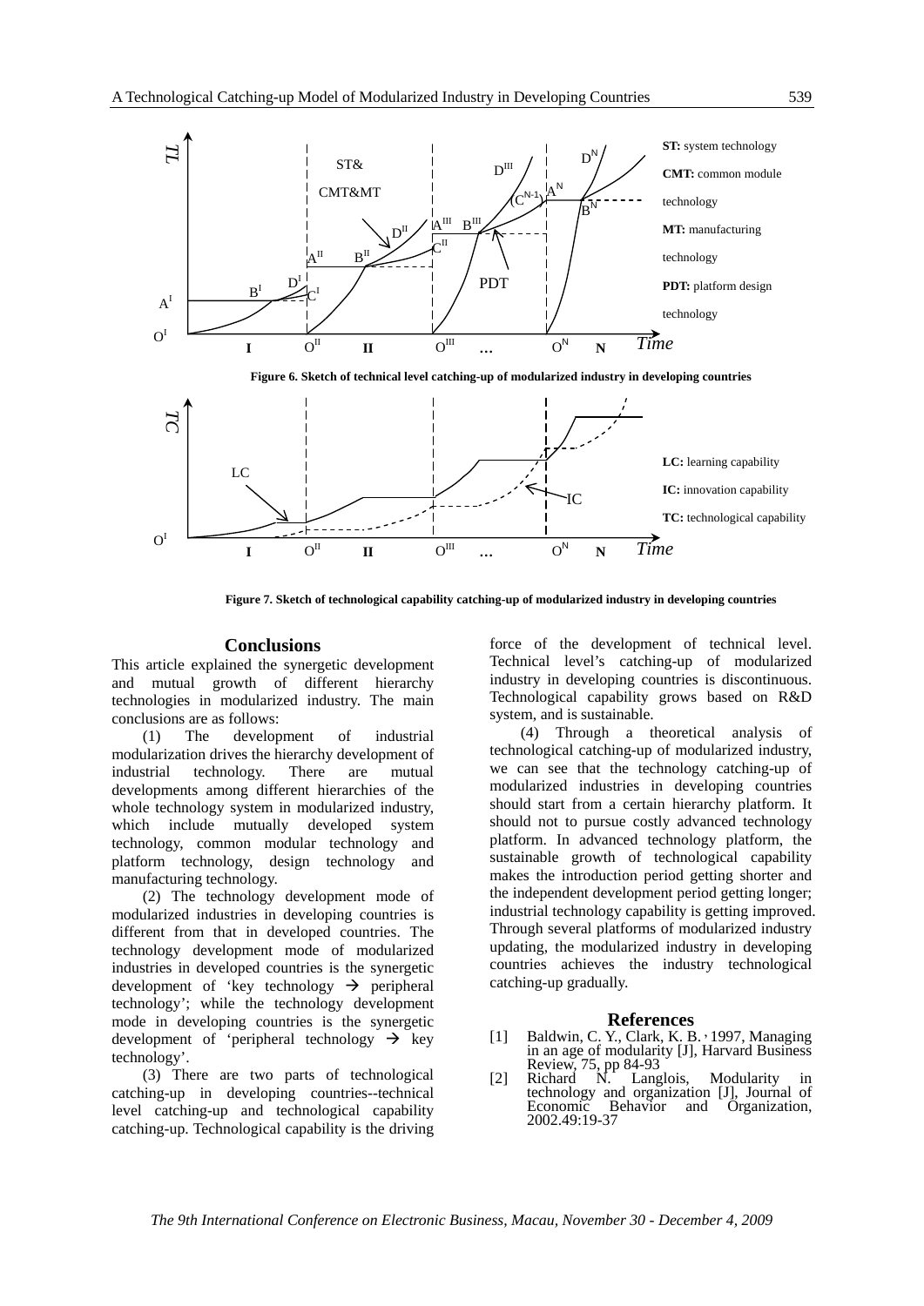TL

ST&

CMT&MT

ST: system technology

CMT: common module technology

MT: manufacturing technology

PDT: platform design technology

$A^{I}$ $B^{I}$ $C^{I}$ $D^{I}$ $A^{II}$ $B^{II}$ $C^{II}$ $D^{II}$ $A^{III}$ $B^{III}$ $D^{III}$ $(C^{N-1})$ $A^{N}$ $B^{N}$ $D^{N}$

PDT

$O^{I}$ I $O^{II}$ II $O^{III}$ … $O^{N}$ N *Time*

**Figure 6. Sketch of technical level catching-up of modularized industry in developing countries**

TC

LC

IC

LC: learning capability

IC: innovation capability

TC: technological capability

$O^{I}$ I $O^{II}$ II $O^{III}$ … $O^{N}$ N *Time*

**Figure 7. Sketch of technological capability catching-up of modularized industry in developing countries**

## Conclusions

This article explained the synergetic development and mutual growth of different hierarchy technologies in modularized industry. The main conclusions are as follows:

(1) The development of industrial modularization drives the hierarchy development of industrial technology. There are mutual developments among different hierarchies of the whole technology system in modularized industry, which include mutually developed system technology, common modular technology and platform technology, design technology and manufacturing technology.

(2) The technology development mode of modularized industries in developing countries is different from that in developed countries. The technology development mode of modularized industries in developed countries is the synergetic development of 'key technology → peripheral technology'; while the technology development mode in developing countries is the synergetic development of 'peripheral technology → key technology'.

(3) There are two parts of technological catching-up in developing countries--technical level catching-up and technological capability catching-up. Technological capability is the driving force of the development of technical level. Technical level's catching-up of modularized industry in developing countries is discontinuous. Technological capability grows based on R&D system, and is sustainable.

(4) Through a theoretical analysis of technological catching-up of modularized industry, we can see that the technology catching-up of modularized industries in developing countries should start from a certain hierarchy platform. It should not to pursue costly advanced technology platform. In advanced technology platform, the sustainable growth of technological capability makes the introduction period getting shorter and the independent development period getting longer; industrial technology capability is getting improved. Through several platforms of modularized industry updating, the modularized industry in developing countries achieves the industry technological catching-up gradually.

## References

[1] Baldwin, C. Y., Clark, K. B.，1997, Managing in an age of modularity [J], Harvard Business Review, 75, pp 84-93

[2] Richard N. Langlois, Modularity in technology and organization [J], Journal of Economic Behavior and Organization, 2002.49:19-37